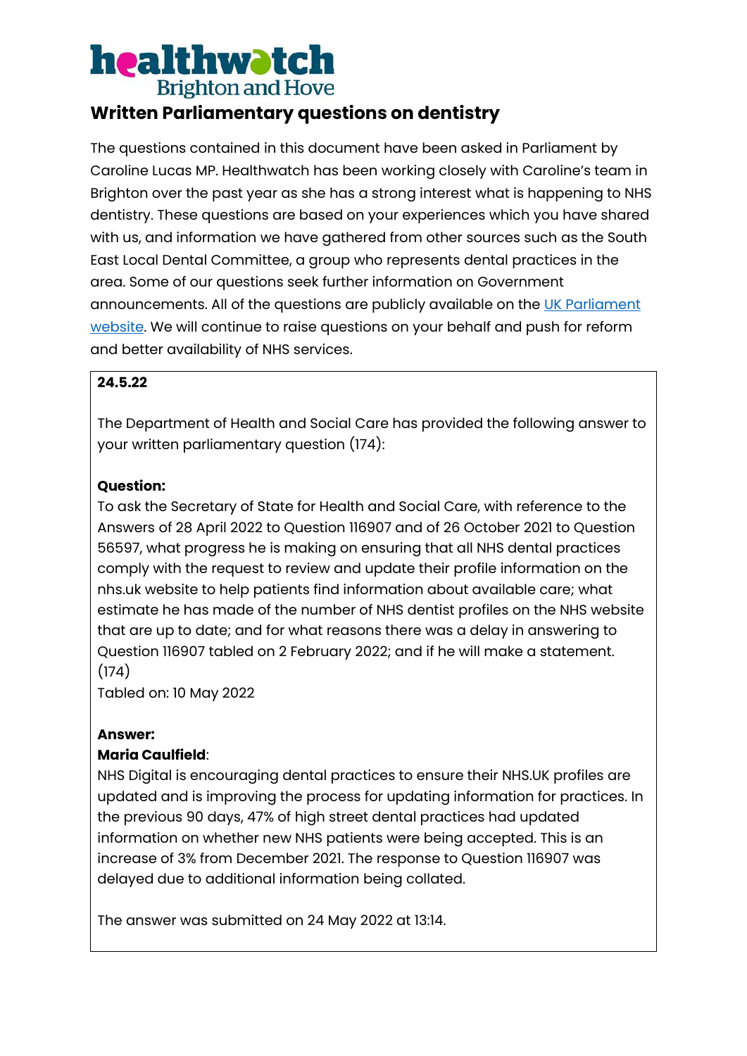**healthwatch** Brighton and Hove

# Written Parliamentary questions on dentistry

The questions contained in this document have been asked in Parliament by Caroline Lucas MP. Healthwatch has been working closely with Caroline's team in Brighton over the past year as she has a strong interest what is happening to NHS dentistry. These questions are based on your experiences which you have shared with us, and information we have gathered from other sources such as the South East Local Dental Committee, a group who represents dental practices in the area. Some of our questions seek further information on Government announcements. All of the questions are publicly available on the UK Parliament website. We will continue to raise questions on your behalf and push for reform and better availability of NHS services.

**24.5.22**

The Department of Health and Social Care has provided the following answer to your written parliamentary question (174):

**Question:**
To ask the Secretary of State for Health and Social Care, with reference to the Answers of 28 April 2022 to Question 116907 and of 26 October 2021 to Question 56597, what progress he is making on ensuring that all NHS dental practices comply with the request to review and update their profile information on the nhs.uk website to help patients find information about available care; what estimate he has made of the number of NHS dentist profiles on the NHS website that are up to date; and for what reasons there was a delay in answering to Question 116907 tabled on 2 February 2022; and if he will make a statement. (174)
Tabled on: 10 May 2022

**Answer:**
**Maria Caulfield**:
NHS Digital is encouraging dental practices to ensure their NHS.UK profiles are updated and is improving the process for updating information for practices. In the previous 90 days, 47% of high street dental practices had updated information on whether new NHS patients were being accepted. This is an increase of 3% from December 2021. The response to Question 116907 was delayed due to additional information being collated.

The answer was submitted on 24 May 2022 at 13:14.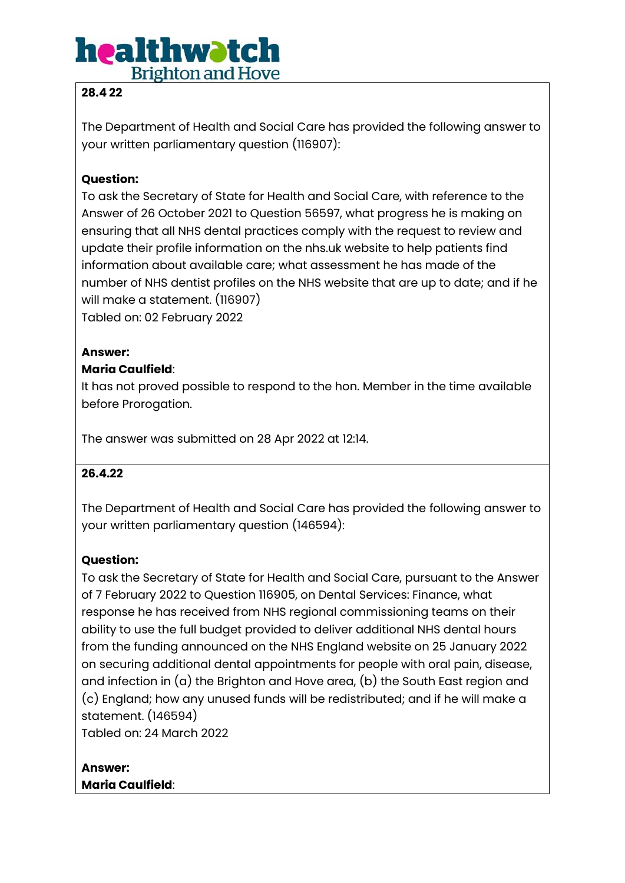**28.4 22**

The Department of Health and Social Care has provided the following answer to your written parliamentary question (116907):

**Question:**
To ask the Secretary of State for Health and Social Care, with reference to the Answer of 26 October 2021 to Question 56597, what progress he is making on ensuring that all NHS dental practices comply with the request to review and update their profile information on the nhs.uk website to help patients find information about available care; what assessment he has made of the number of NHS dentist profiles on the NHS website that are up to date; and if he will make a statement. (116907)
Tabled on: 02 February 2022

**Answer:**
**Maria Caulfield**:
It has not proved possible to respond to the hon. Member in the time available before Prorogation.

The answer was submitted on 28 Apr 2022 at 12:14.

**26.4.22**

The Department of Health and Social Care has provided the following answer to your written parliamentary question (146594):

**Question:**
To ask the Secretary of State for Health and Social Care, pursuant to the Answer of 7 February 2022 to Question 116905, on Dental Services: Finance, what response he has received from NHS regional commissioning teams on their ability to use the full budget provided to deliver additional NHS dental hours from the funding announced on the NHS England website on 25 January 2022 on securing additional dental appointments for people with oral pain, disease, and infection in (a) the Brighton and Hove area, (b) the South East region and (c) England; how any unused funds will be redistributed; and if he will make a statement. (146594)
Tabled on: 24 March 2022

**Answer:**
**Maria Caulfield**: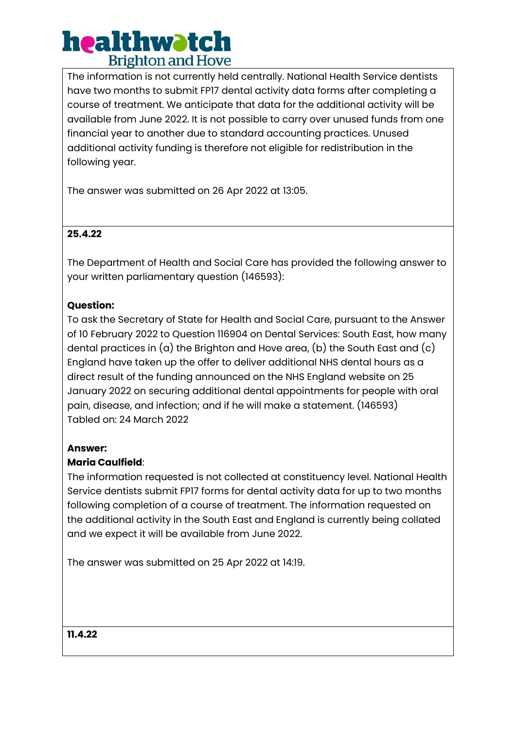The information is not currently held centrally. National Health Service dentists have two months to submit FP17 dental activity data forms after completing a course of treatment. We anticipate that data for the additional activity will be available from June 2022. It is not possible to carry over unused funds from one financial year to another due to standard accounting practices. Unused additional activity funding is therefore not eligible for redistribution in the following year.

The answer was submitted on 26 Apr 2022 at 13:05.

**25.4.22**

The Department of Health and Social Care has provided the following answer to your written parliamentary question (146593):

**Question:**
To ask the Secretary of State for Health and Social Care, pursuant to the Answer of 10 February 2022 to Question 116904 on Dental Services: South East, how many dental practices in (a) the Brighton and Hove area, (b) the South East and (c) England have taken up the offer to deliver additional NHS dental hours as a direct result of the funding announced on the NHS England website on 25 January 2022 on securing additional dental appointments for people with oral pain, disease, and infection; and if he will make a statement. (146593)
Tabled on: 24 March 2022

**Answer:**
**Maria Caulfield**:
The information requested is not collected at constituency level. National Health Service dentists submit FP17 forms for dental activity data for up to two months following completion of a course of treatment. The information requested on the additional activity in the South East and England is currently being collated and we expect it will be available from June 2022.

The answer was submitted on 25 Apr 2022 at 14:19.

**11.4.22**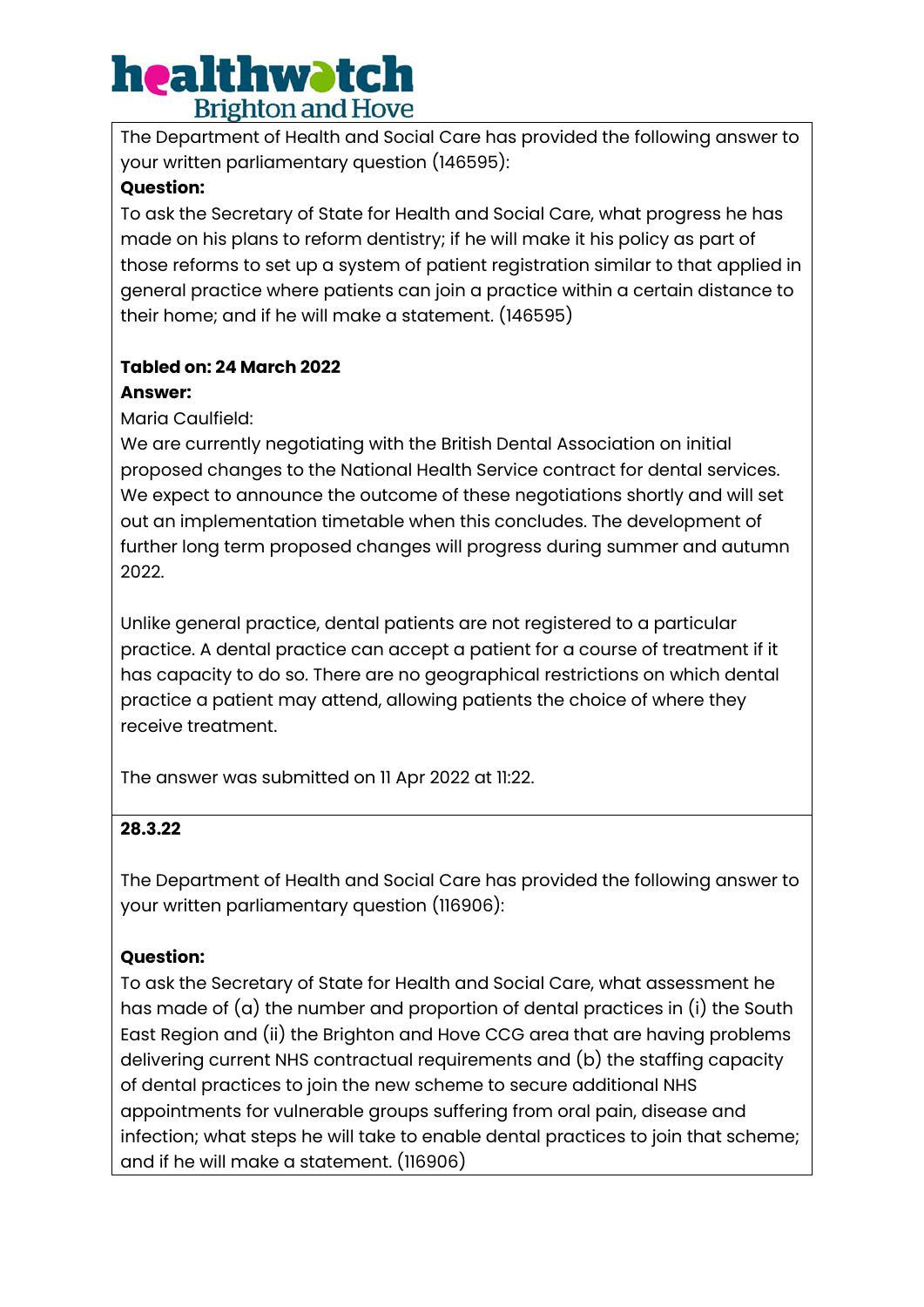The Department of Health and Social Care has provided the following answer to your written parliamentary question (146595):

**Question:**

To ask the Secretary of State for Health and Social Care, what progress he has made on his plans to reform dentistry; if he will make it his policy as part of those reforms to set up a system of patient registration similar to that applied in general practice where patients can join a practice within a certain distance to their home; and if he will make a statement. (146595)

**Tabled on: 24 March 2022**

**Answer:**

Maria Caulfield:

We are currently negotiating with the British Dental Association on initial proposed changes to the National Health Service contract for dental services. We expect to announce the outcome of these negotiations shortly and will set out an implementation timetable when this concludes. The development of further long term proposed changes will progress during summer and autumn 2022.

Unlike general practice, dental patients are not registered to a particular practice. A dental practice can accept a patient for a course of treatment if it has capacity to do so. There are no geographical restrictions on which dental practice a patient may attend, allowing patients the choice of where they receive treatment.

The answer was submitted on 11 Apr 2022 at 11:22.

**28.3.22**

The Department of Health and Social Care has provided the following answer to your written parliamentary question (116906):

**Question:**

To ask the Secretary of State for Health and Social Care, what assessment he has made of (a) the number and proportion of dental practices in (i) the South East Region and (ii) the Brighton and Hove CCG area that are having problems delivering current NHS contractual requirements and (b) the staffing capacity of dental practices to join the new scheme to secure additional NHS appointments for vulnerable groups suffering from oral pain, disease and infection; what steps he will take to enable dental practices to join that scheme; and if he will make a statement. (116906)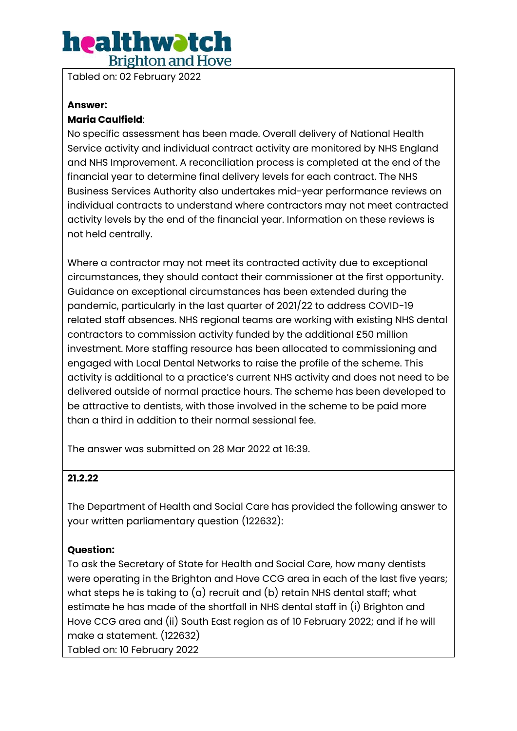Tabled on: 02 February 2022

**Answer:**

**Maria Caulfield**:

No specific assessment has been made. Overall delivery of National Health Service activity and individual contract activity are monitored by NHS England and NHS Improvement. A reconciliation process is completed at the end of the financial year to determine final delivery levels for each contract. The NHS Business Services Authority also undertakes mid-year performance reviews on individual contracts to understand where contractors may not meet contracted activity levels by the end of the financial year. Information on these reviews is not held centrally.

Where a contractor may not meet its contracted activity due to exceptional circumstances, they should contact their commissioner at the first opportunity. Guidance on exceptional circumstances has been extended during the pandemic, particularly in the last quarter of 2021/22 to address COVID-19 related staff absences. NHS regional teams are working with existing NHS dental contractors to commission activity funded by the additional £50 million investment. More staffing resource has been allocated to commissioning and engaged with Local Dental Networks to raise the profile of the scheme. This activity is additional to a practice's current NHS activity and does not need to be delivered outside of normal practice hours. The scheme has been developed to be attractive to dentists, with those involved in the scheme to be paid more than a third in addition to their normal sessional fee.

The answer was submitted on 28 Mar 2022 at 16:39.

**21.2.22**

The Department of Health and Social Care has provided the following answer to your written parliamentary question (122632):

**Question:**

To ask the Secretary of State for Health and Social Care, how many dentists were operating in the Brighton and Hove CCG area in each of the last five years; what steps he is taking to (a) recruit and (b) retain NHS dental staff; what estimate he has made of the shortfall in NHS dental staff in (i) Brighton and Hove CCG area and (ii) South East region as of 10 February 2022; and if he will make a statement. (122632)

Tabled on: 10 February 2022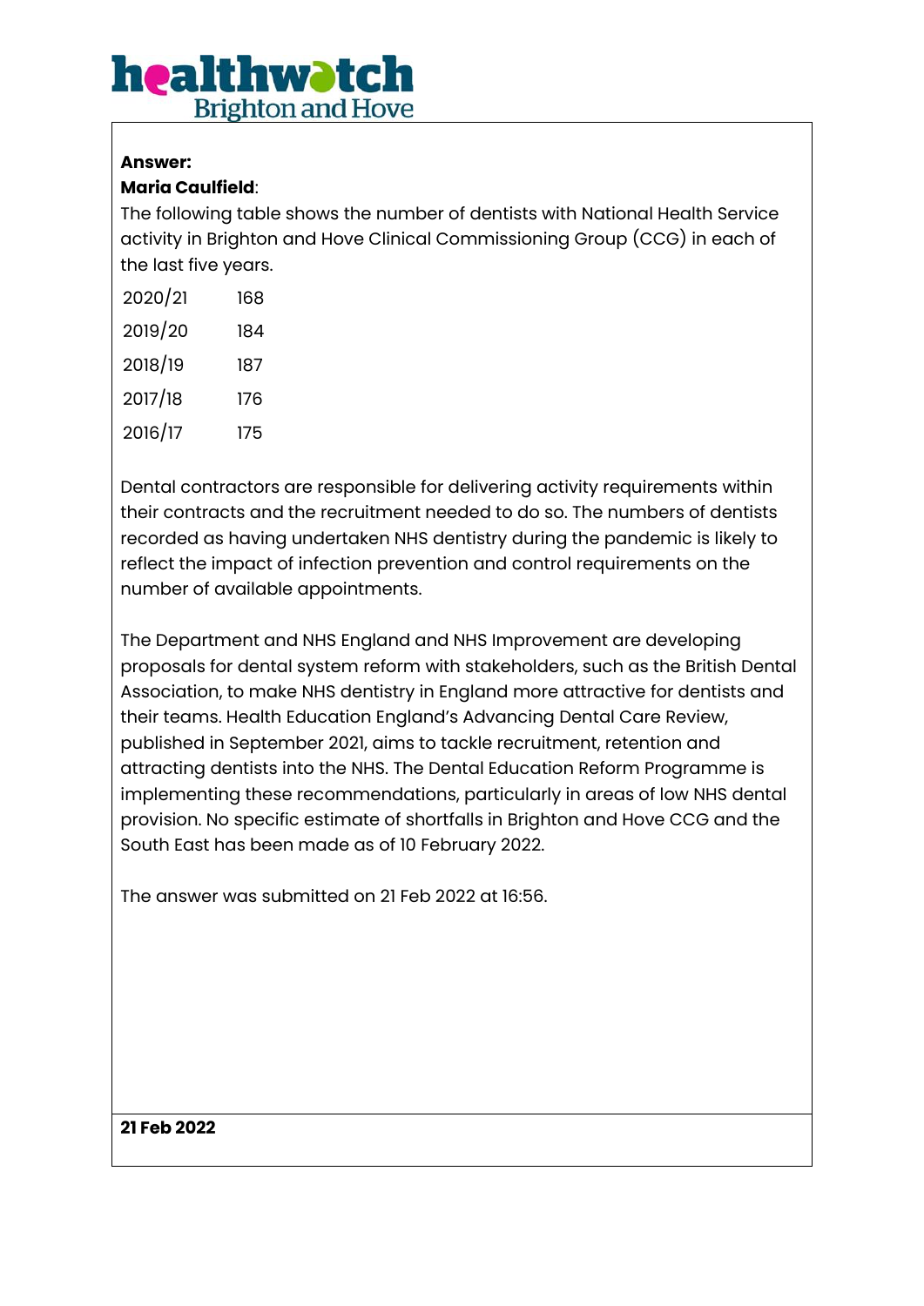**Answer:**

**Maria Caulfield**:

The following table shows the number of dentists with National Health Service activity in Brighton and Hove Clinical Commissioning Group (CCG) in each of the last five years.

| | |
|---|---|
| 2020/21 | 168 |
| 2019/20 | 184 |
| 2018/19 | 187 |
| 2017/18 | 176 |
| 2016/17 | 175 |

Dental contractors are responsible for delivering activity requirements within their contracts and the recruitment needed to do so. The numbers of dentists recorded as having undertaken NHS dentistry during the pandemic is likely to reflect the impact of infection prevention and control requirements on the number of available appointments.

The Department and NHS England and NHS Improvement are developing proposals for dental system reform with stakeholders, such as the British Dental Association, to make NHS dentistry in England more attractive for dentists and their teams. Health Education England's Advancing Dental Care Review, published in September 2021, aims to tackle recruitment, retention and attracting dentists into the NHS. The Dental Education Reform Programme is implementing these recommendations, particularly in areas of low NHS dental provision. No specific estimate of shortfalls in Brighton and Hove CCG and the South East has been made as of 10 February 2022.

The answer was submitted on 21 Feb 2022 at 16:56.

**21 Feb 2022**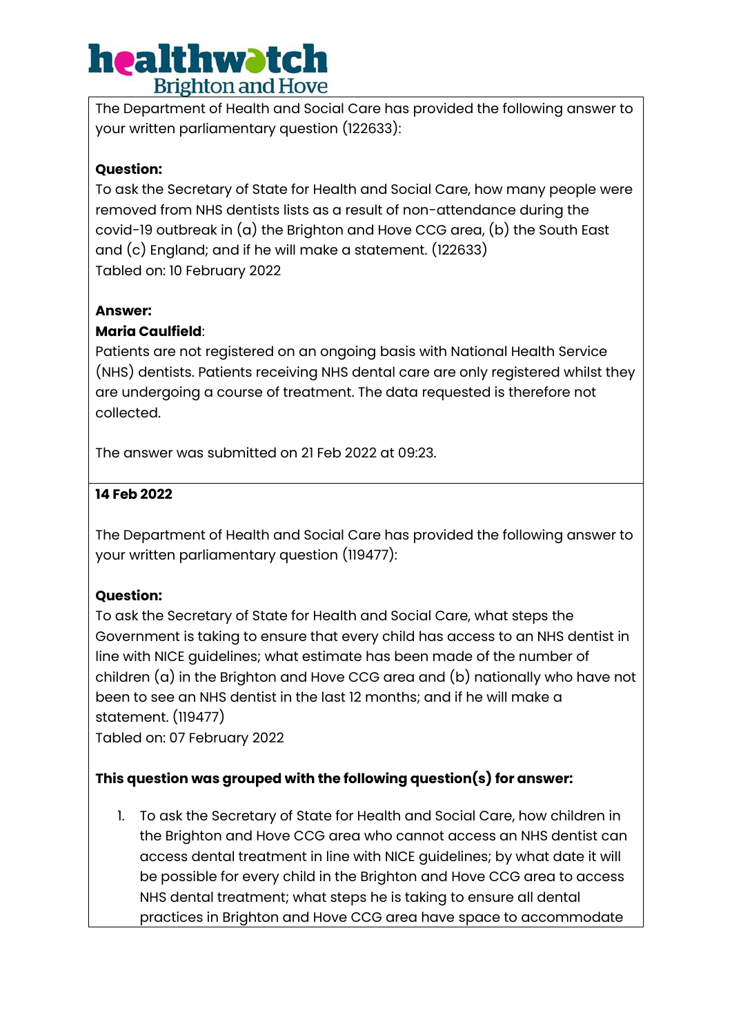The Department of Health and Social Care has provided the following answer to your written parliamentary question (122633):

**Question:**
To ask the Secretary of State for Health and Social Care, how many people were removed from NHS dentists lists as a result of non-attendance during the covid-19 outbreak in (a) the Brighton and Hove CCG area, (b) the South East and (c) England; and if he will make a statement. (122633)
Tabled on: 10 February 2022

**Answer:**
**Maria Caulfield**:
Patients are not registered on an ongoing basis with National Health Service (NHS) dentists. Patients receiving NHS dental care are only registered whilst they are undergoing a course of treatment. The data requested is therefore not collected.

The answer was submitted on 21 Feb 2022 at 09:23.

**14 Feb 2022**

The Department of Health and Social Care has provided the following answer to your written parliamentary question (119477):

**Question:**
To ask the Secretary of State for Health and Social Care, what steps the Government is taking to ensure that every child has access to an NHS dentist in line with NICE guidelines; what estimate has been made of the number of children (a) in the Brighton and Hove CCG area and (b) nationally who have not been to see an NHS dentist in the last 12 months; and if he will make a statement. (119477)
Tabled on: 07 February 2022

**This question was grouped with the following question(s) for answer:**

1. To ask the Secretary of State for Health and Social Care, how children in the Brighton and Hove CCG area who cannot access an NHS dentist can access dental treatment in line with NICE guidelines; by what date it will be possible for every child in the Brighton and Hove CCG area to access NHS dental treatment; what steps he is taking to ensure all dental practices in Brighton and Hove CCG area have space to accommodate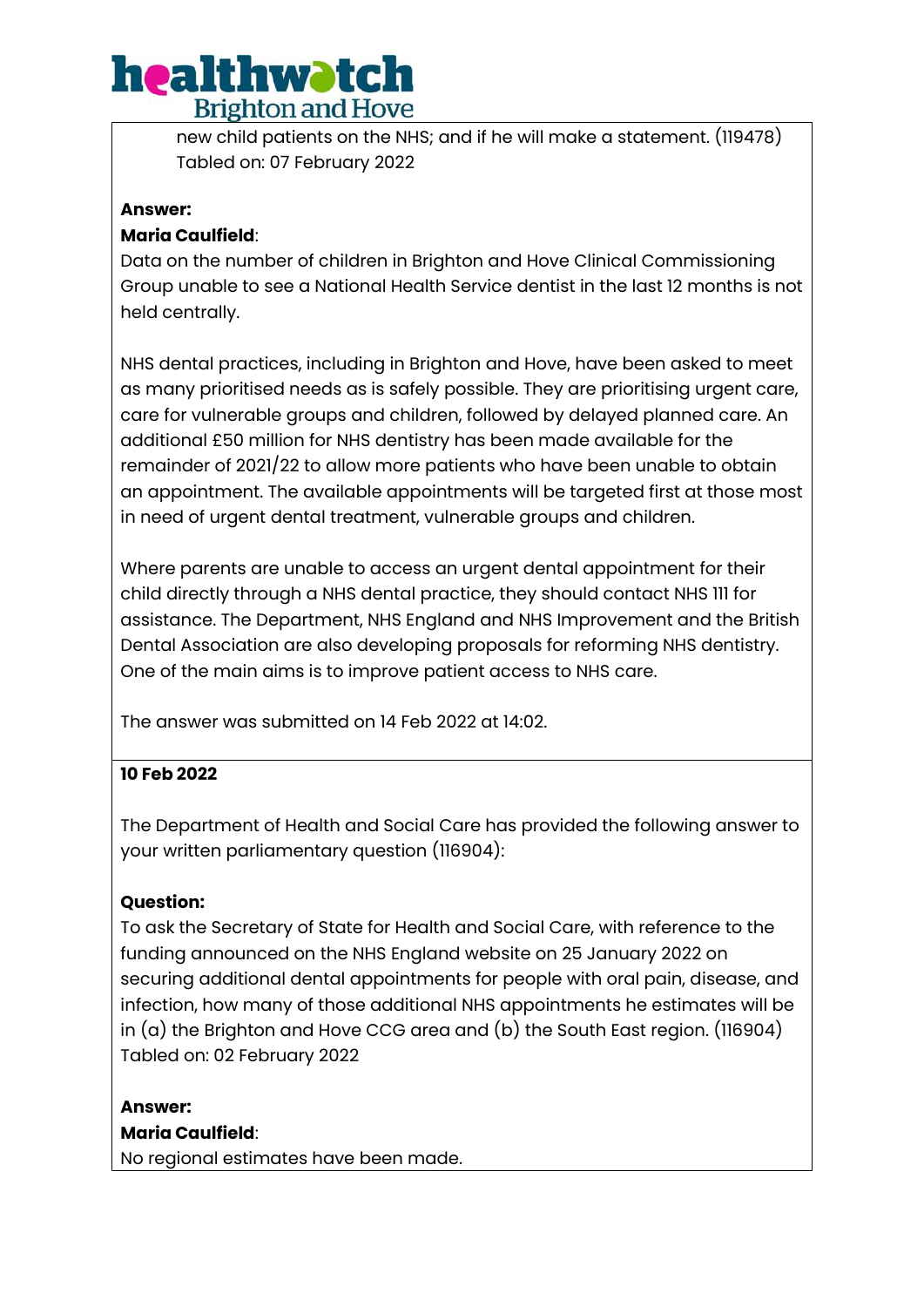new child patients on the NHS; and if he will make a statement. (119478)
Tabled on: 07 February 2022

**Answer:**
**Maria Caulfield**:
Data on the number of children in Brighton and Hove Clinical Commissioning Group unable to see a National Health Service dentist in the last 12 months is not held centrally.

NHS dental practices, including in Brighton and Hove, have been asked to meet as many prioritised needs as is safely possible. They are prioritising urgent care, care for vulnerable groups and children, followed by delayed planned care. An additional £50 million for NHS dentistry has been made available for the remainder of 2021/22 to allow more patients who have been unable to obtain an appointment. The available appointments will be targeted first at those most in need of urgent dental treatment, vulnerable groups and children.

Where parents are unable to access an urgent dental appointment for their child directly through a NHS dental practice, they should contact NHS 111 for assistance. The Department, NHS England and NHS Improvement and the British Dental Association are also developing proposals for reforming NHS dentistry. One of the main aims is to improve patient access to NHS care.

The answer was submitted on 14 Feb 2022 at 14:02.

**10 Feb 2022**

The Department of Health and Social Care has provided the following answer to your written parliamentary question (116904):

**Question:**
To ask the Secretary of State for Health and Social Care, with reference to the funding announced on the NHS England website on 25 January 2022 on securing additional dental appointments for people with oral pain, disease, and infection, how many of those additional NHS appointments he estimates will be in (a) the Brighton and Hove CCG area and (b) the South East region. (116904)
Tabled on: 02 February 2022

**Answer:**
**Maria Caulfield**:
No regional estimates have been made.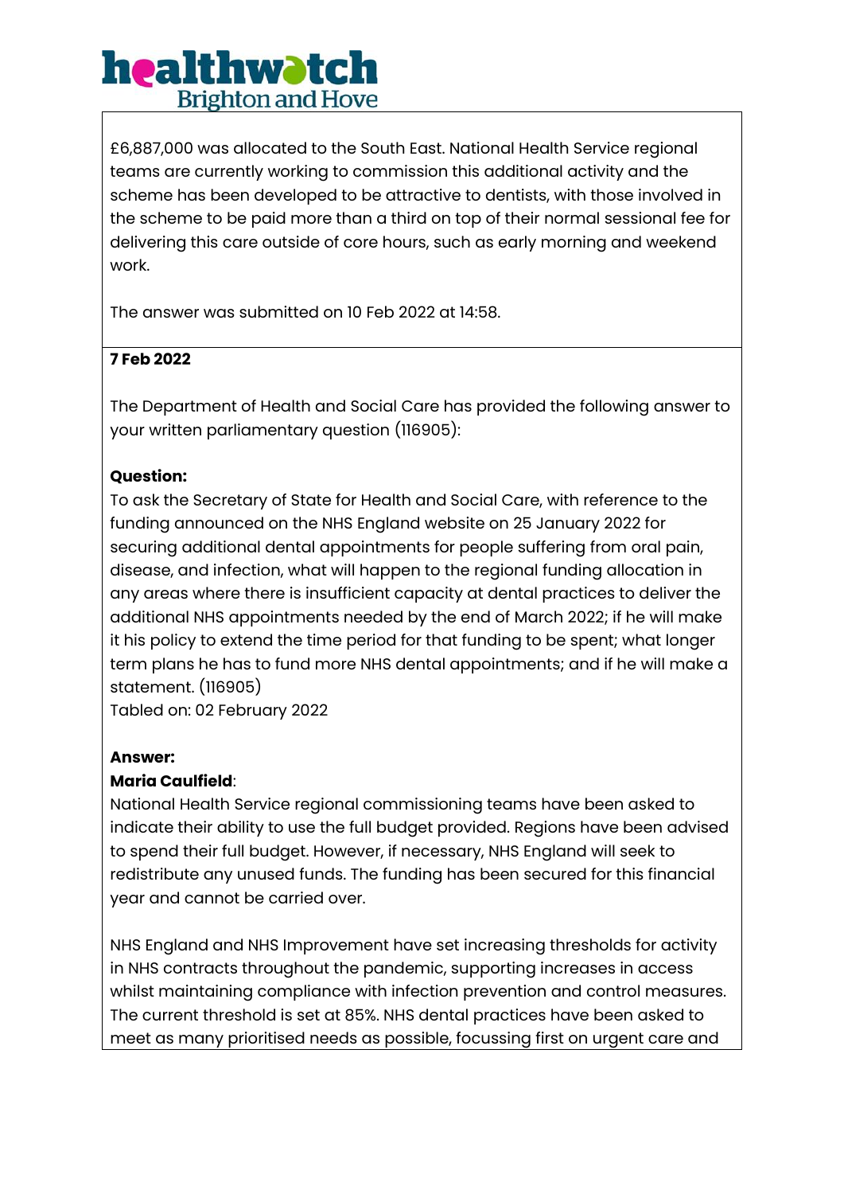£6,887,000 was allocated to the South East. National Health Service regional teams are currently working to commission this additional activity and the scheme has been developed to be attractive to dentists, with those involved in the scheme to be paid more than a third on top of their normal sessional fee for delivering this care outside of core hours, such as early morning and weekend work.

The answer was submitted on 10 Feb 2022 at 14:58.

**7 Feb 2022**

The Department of Health and Social Care has provided the following answer to your written parliamentary question (116905):

**Question:**
To ask the Secretary of State for Health and Social Care, with reference to the funding announced on the NHS England website on 25 January 2022 for securing additional dental appointments for people suffering from oral pain, disease, and infection, what will happen to the regional funding allocation in any areas where there is insufficient capacity at dental practices to deliver the additional NHS appointments needed by the end of March 2022; if he will make it his policy to extend the time period for that funding to be spent; what longer term plans he has to fund more NHS dental appointments; and if he will make a statement. (116905)
Tabled on: 02 February 2022

**Answer:**
**Maria Caulfield**:
National Health Service regional commissioning teams have been asked to indicate their ability to use the full budget provided. Regions have been advised to spend their full budget. However, if necessary, NHS England will seek to redistribute any unused funds. The funding has been secured for this financial year and cannot be carried over.

NHS England and NHS Improvement have set increasing thresholds for activity in NHS contracts throughout the pandemic, supporting increases in access whilst maintaining compliance with infection prevention and control measures. The current threshold is set at 85%. NHS dental practices have been asked to meet as many prioritised needs as possible, focussing first on urgent care and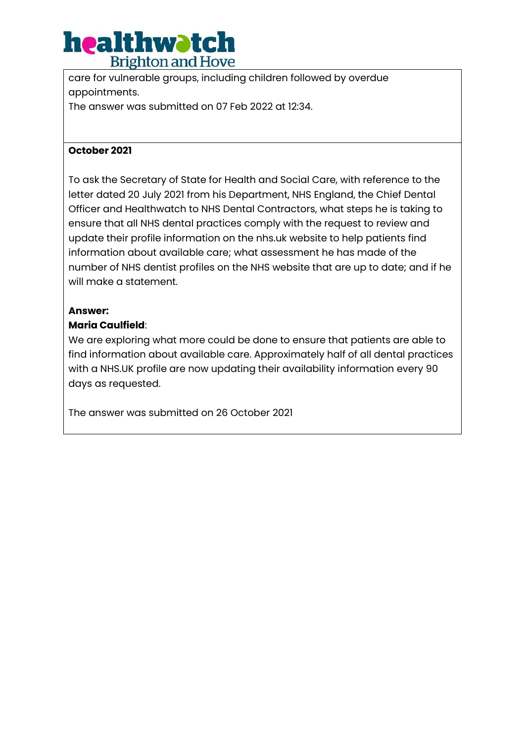care for vulnerable groups, including children followed by overdue appointments.
The answer was submitted on 07 Feb 2022 at 12:34.

**October 2021**

To ask the Secretary of State for Health and Social Care, with reference to the letter dated 20 July 2021 from his Department, NHS England, the Chief Dental Officer and Healthwatch to NHS Dental Contractors, what steps he is taking to ensure that all NHS dental practices comply with the request to review and update their profile information on the nhs.uk website to help patients find information about available care; what assessment he has made of the number of NHS dentist profiles on the NHS website that are up to date; and if he will make a statement.

**Answer:**
**Maria Caulfield**:
We are exploring what more could be done to ensure that patients are able to find information about available care. Approximately half of all dental practices with a NHS.UK profile are now updating their availability information every 90 days as requested.

The answer was submitted on 26 October 2021